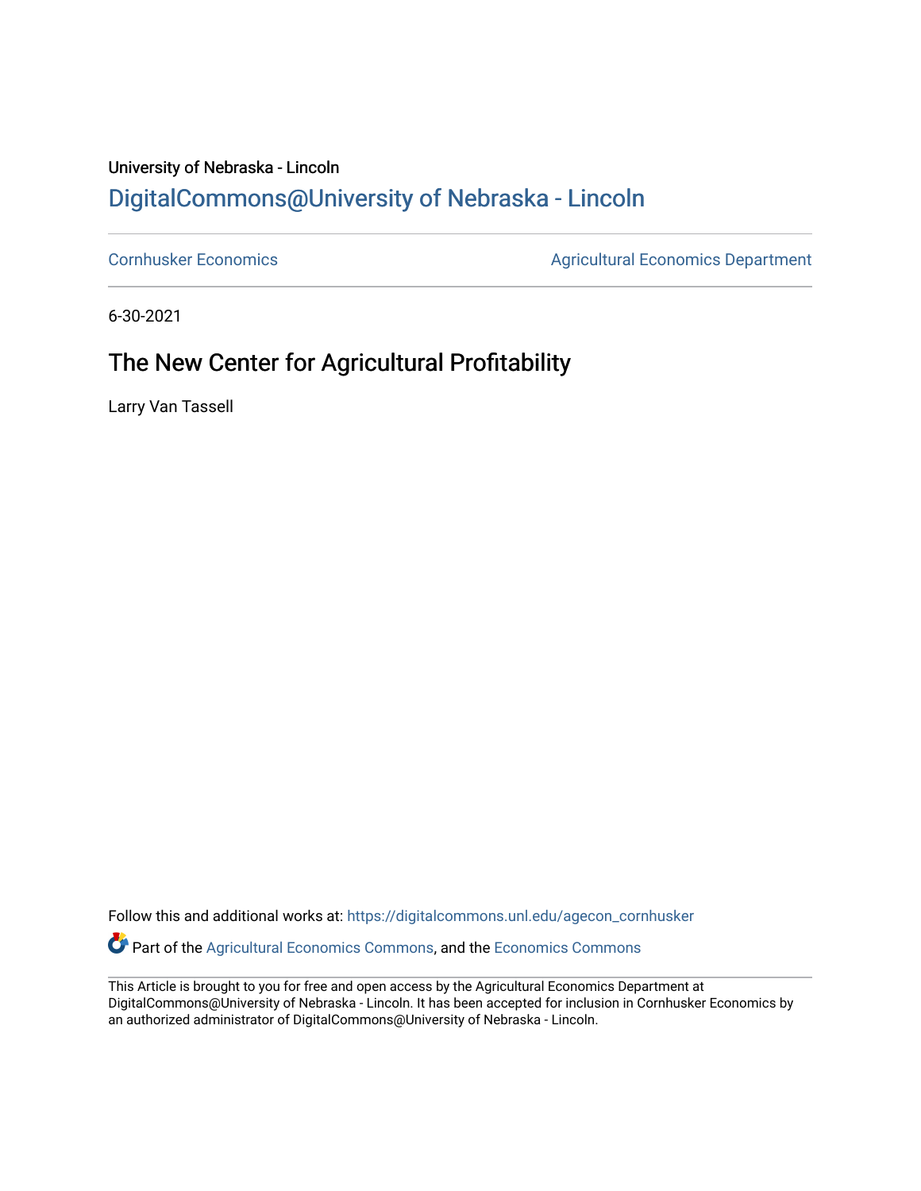University of Nebraska - Lincoln

## DigitalCommons@University of Nebraska - Lincoln

Cornhusker Economics

Agricultural Economics Department

6-30-2021

# The New Center for Agricultural Profitability

Larry Van Tassell

Follow this and additional works at: https://digitalcommons.unl.edu/agecon_cornhusker

Part of the Agricultural Economics Commons, and the Economics Commons

This Article is brought to you for free and open access by the Agricultural Economics Department at DigitalCommons@University of Nebraska - Lincoln. It has been accepted for inclusion in Cornhusker Economics by an authorized administrator of DigitalCommons@University of Nebraska - Lincoln.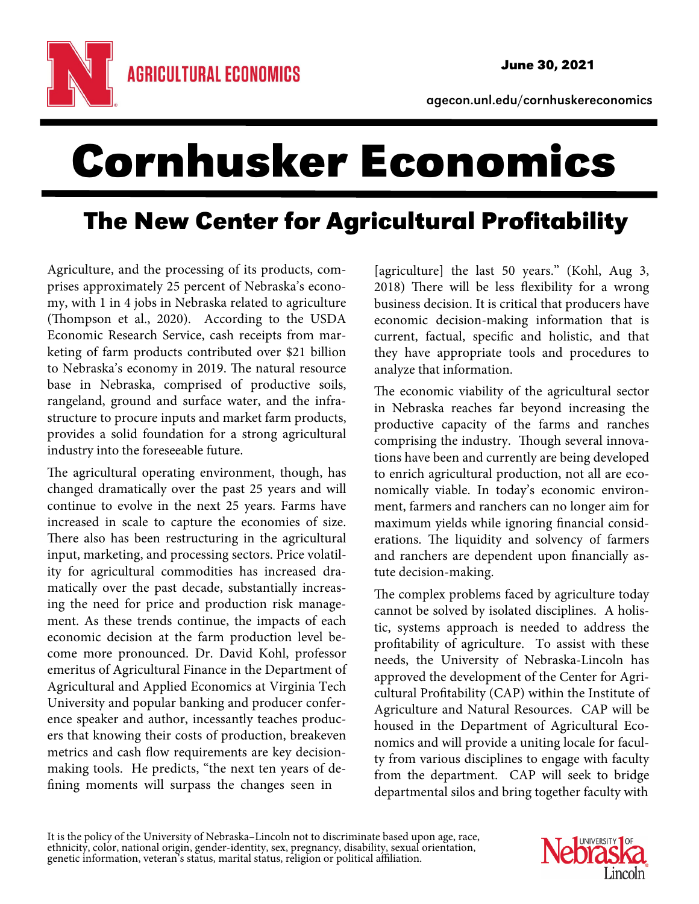# Cornhusker Economics

## The New Center for Agricultural Profitability

Agriculture, and the processing of its products, comprises approximately 25 percent of Nebraska's economy, with 1 in 4 jobs in Nebraska related to agriculture (Thompson et al., 2020). According to the USDA Economic Research Service, cash receipts from marketing of farm products contributed over $21 billion to Nebraska's economy in 2019. The natural resource base in Nebraska, comprised of productive soils, rangeland, ground and surface water, and the infrastructure to procure inputs and market farm products, provides a solid foundation for a strong agricultural industry into the foreseeable future.

The agricultural operating environment, though, has changed dramatically over the past 25 years and will continue to evolve in the next 25 years. Farms have increased in scale to capture the economies of size. There also has been restructuring in the agricultural input, marketing, and processing sectors. Price volatility for agricultural commodities has increased dramatically over the past decade, substantially increasing the need for price and production risk management. As these trends continue, the impacts of each economic decision at the farm production level become more pronounced. Dr. David Kohl, professor emeritus of Agricultural Finance in the Department of Agricultural and Applied Economics at Virginia Tech University and popular banking and producer conference speaker and author, incessantly teaches producers that knowing their costs of production, breakeven metrics and cash flow requirements are key decision-making tools. He predicts, "the next ten years of defining moments will surpass the changes seen in [agriculture] the last 50 years." (Kohl, Aug 3, 2018) There will be less flexibility for a wrong business decision. It is critical that producers have economic decision-making information that is current, factual, specific and holistic, and that they have appropriate tools and procedures to analyze that information.

The economic viability of the agricultural sector in Nebraska reaches far beyond increasing the productive capacity of the farms and ranches comprising the industry. Though several innovations have been and currently are being developed to enrich agricultural production, not all are economically viable. In today's economic environment, farmers and ranchers can no longer aim for maximum yields while ignoring financial considerations. The liquidity and solvency of farmers and ranchers are dependent upon financially astute decision-making.

The complex problems faced by agriculture today cannot be solved by isolated disciplines. A holistic, systems approach is needed to address the profitability of agriculture. To assist with these needs, the University of Nebraska-Lincoln has approved the development of the Center for Agricultural Profitability (CAP) within the Institute of Agriculture and Natural Resources. CAP will be housed in the Department of Agricultural Economics and will provide a uniting locale for faculty from various disciplines to engage with faculty from the department. CAP will seek to bridge departmental silos and bring together faculty with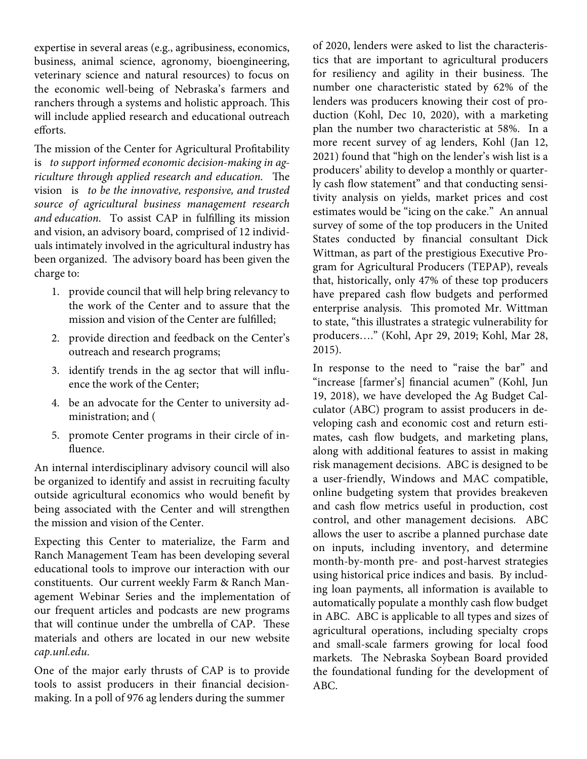expertise in several areas (e.g., agribusiness, economics, business, animal science, agronomy, bioengineering, veterinary science and natural resources) to focus on the economic well-being of Nebraska's farmers and ranchers through a systems and holistic approach. This will include applied research and educational outreach efforts.

The mission of the Center for Agricultural Profitability is *to support informed economic decision-making in agriculture through applied research and education.* The vision is *to be the innovative, responsive, and trusted source of agricultural business management research and education.* To assist CAP in fulfilling its mission and vision, an advisory board, comprised of 12 individuals intimately involved in the agricultural industry has been organized. The advisory board has been given the charge to:

1. provide council that will help bring relevancy to the work of the Center and to assure that the mission and vision of the Center are fulfilled;
2. provide direction and feedback on the Center's outreach and research programs;
3. identify trends in the ag sector that will influence the work of the Center;
4. be an advocate for the Center to university administration; and (
5. promote Center programs in their circle of influence.

An internal interdisciplinary advisory council will also be organized to identify and assist in recruiting faculty outside agricultural economics who would benefit by being associated with the Center and will strengthen the mission and vision of the Center.

Expecting this Center to materialize, the Farm and Ranch Management Team has been developing several educational tools to improve our interaction with our constituents. Our current weekly Farm & Ranch Management Webinar Series and the implementation of our frequent articles and podcasts are new programs that will continue under the umbrella of CAP. These materials and others are located in our new website *cap.unl.edu*.

One of the major early thrusts of CAP is to provide tools to assist producers in their financial decision-making. In a poll of 976 ag lenders during the summer of 2020, lenders were asked to list the characteristics that are important to agricultural producers for resiliency and agility in their business. The number one characteristic stated by 62% of the lenders was producers knowing their cost of production (Kohl, Dec 10, 2020), with a marketing plan the number two characteristic at 58%. In a more recent survey of ag lenders, Kohl (Jan 12, 2021) found that "high on the lender's wish list is a producers' ability to develop a monthly or quarterly cash flow statement" and that conducting sensitivity analysis on yields, market prices and cost estimates would be "icing on the cake." An annual survey of some of the top producers in the United States conducted by financial consultant Dick Wittman, as part of the prestigious Executive Program for Agricultural Producers (TEPAP), reveals that, historically, only 47% of these top producers have prepared cash flow budgets and performed enterprise analysis. This promoted Mr. Wittman to state, "this illustrates a strategic vulnerability for producers…." (Kohl, Apr 29, 2019; Kohl, Mar 28, 2015).

In response to the need to "raise the bar" and "increase [farmer's] financial acumen" (Kohl, Jun 19, 2018), we have developed the Ag Budget Calculator (ABC) program to assist producers in developing cash and economic cost and return estimates, cash flow budgets, and marketing plans, along with additional features to assist in making risk management decisions. ABC is designed to be a user-friendly, Windows and MAC compatible, online budgeting system that provides breakeven and cash flow metrics useful in production, cost control, and other management decisions. ABC allows the user to ascribe a planned purchase date on inputs, including inventory, and determine month-by-month pre- and post-harvest strategies using historical price indices and basis. By including loan payments, all information is available to automatically populate a monthly cash flow budget in ABC. ABC is applicable to all types and sizes of agricultural operations, including specialty crops and small-scale farmers growing for local food markets. The Nebraska Soybean Board provided the foundational funding for the development of ABC.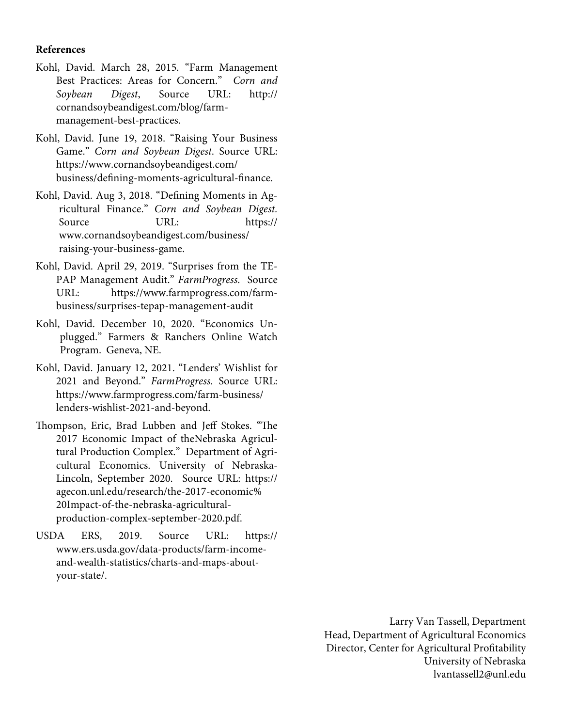**References**

Kohl, David. March 28, 2015. "Farm Management Best Practices: Areas for Concern." *Corn and Soybean Digest*, Source URL: http://cornandsoybeandigest.com/blog/farm-management-best-practices.

Kohl, David. June 19, 2018. "Raising Your Business Game." *Corn and Soybean Digest*. Source URL: https://www.cornandsoybeandigest.com/business/defining-moments-agricultural-finance.

Kohl, David. Aug 3, 2018. "Defining Moments in Agricultural Finance." *Corn and Soybean Digest*. Source URL: https://www.cornandsoybeandigest.com/business/raising-your-business-game.

Kohl, David. April 29, 2019. "Surprises from the TEPAP Management Audit." *FarmProgress*. Source URL: https://www.farmprogress.com/farm-business/surprises-tepap-management-audit

Kohl, David. December 10, 2020. "Economics Unplugged." Farmers & Ranchers Online Watch Program. Geneva, NE.

Kohl, David. January 12, 2021. "Lenders' Wishlist for 2021 and Beyond." *FarmProgress*. Source URL: https://www.farmprogress.com/farm-business/lenders-wishlist-2021-and-beyond.

Thompson, Eric, Brad Lubben and Jeff Stokes. "The 2017 Economic Impact of theNebraska Agricultural Production Complex." Department of Agricultural Economics. University of Nebraska-Lincoln, September 2020. Source URL: https://agecon.unl.edu/research/the-2017-economic%20Impact-of-the-nebraska-agricultural-production-complex-september-2020.pdf.

USDA ERS, 2019. Source URL: https://www.ers.usda.gov/data-products/farm-income-and-wealth-statistics/charts-and-maps-about-your-state/.

Larry Van Tassell, Department Head, Department of Agricultural Economics
Director, Center for Agricultural Profitability
University of Nebraska
lvantassell2@unl.edu